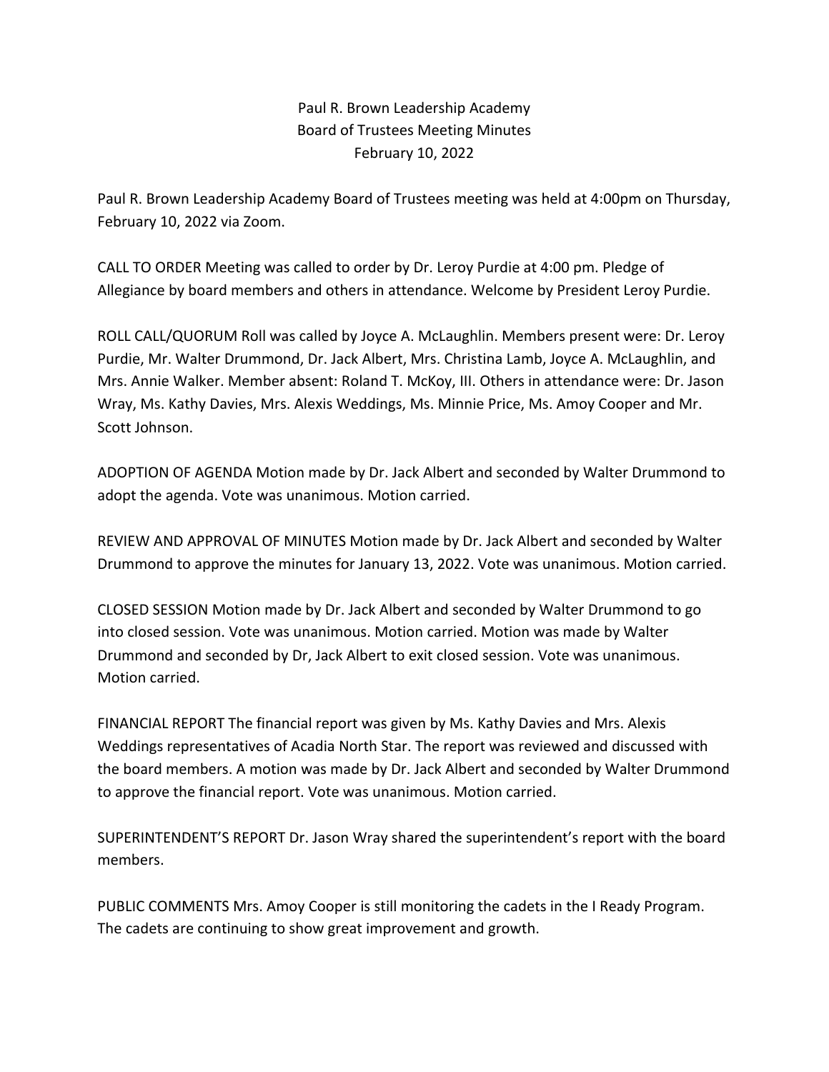Paul R. Brown Leadership Academy
Board of Trustees Meeting Minutes
February 10, 2022

Paul R. Brown Leadership Academy Board of Trustees meeting was held at 4:00pm on Thursday, February 10, 2022 via Zoom.

CALL TO ORDER Meeting was called to order by Dr. Leroy Purdie at 4:00 pm. Pledge of Allegiance by board members and others in attendance. Welcome by President Leroy Purdie.

ROLL CALL/QUORUM Roll was called by Joyce A. McLaughlin. Members present were: Dr. Leroy Purdie, Mr. Walter Drummond, Dr. Jack Albert, Mrs. Christina Lamb, Joyce A. McLaughlin, and Mrs. Annie Walker. Member absent: Roland T. McKoy, III. Others in attendance were: Dr. Jason Wray, Ms. Kathy Davies, Mrs. Alexis Weddings, Ms. Minnie Price, Ms. Amoy Cooper and Mr. Scott Johnson.

ADOPTION OF AGENDA Motion made by Dr. Jack Albert and seconded by Walter Drummond to adopt the agenda. Vote was unanimous. Motion carried.

REVIEW AND APPROVAL OF MINUTES Motion made by Dr. Jack Albert and seconded by Walter Drummond to approve the minutes for January 13, 2022. Vote was unanimous. Motion carried.

CLOSED SESSION Motion made by Dr. Jack Albert and seconded by Walter Drummond to go into closed session. Vote was unanimous. Motion carried. Motion was made by Walter Drummond and seconded by Dr, Jack Albert to exit closed session. Vote was unanimous. Motion carried.

FINANCIAL REPORT The financial report was given by Ms. Kathy Davies and Mrs. Alexis Weddings representatives of Acadia North Star. The report was reviewed and discussed with the board members. A motion was made by Dr. Jack Albert and seconded by Walter Drummond to approve the financial report. Vote was unanimous. Motion carried.

SUPERINTENDENT'S REPORT Dr. Jason Wray shared the superintendent's report with the board members.

PUBLIC COMMENTS Mrs. Amoy Cooper is still monitoring the cadets in the I Ready Program. The cadets are continuing to show great improvement and growth.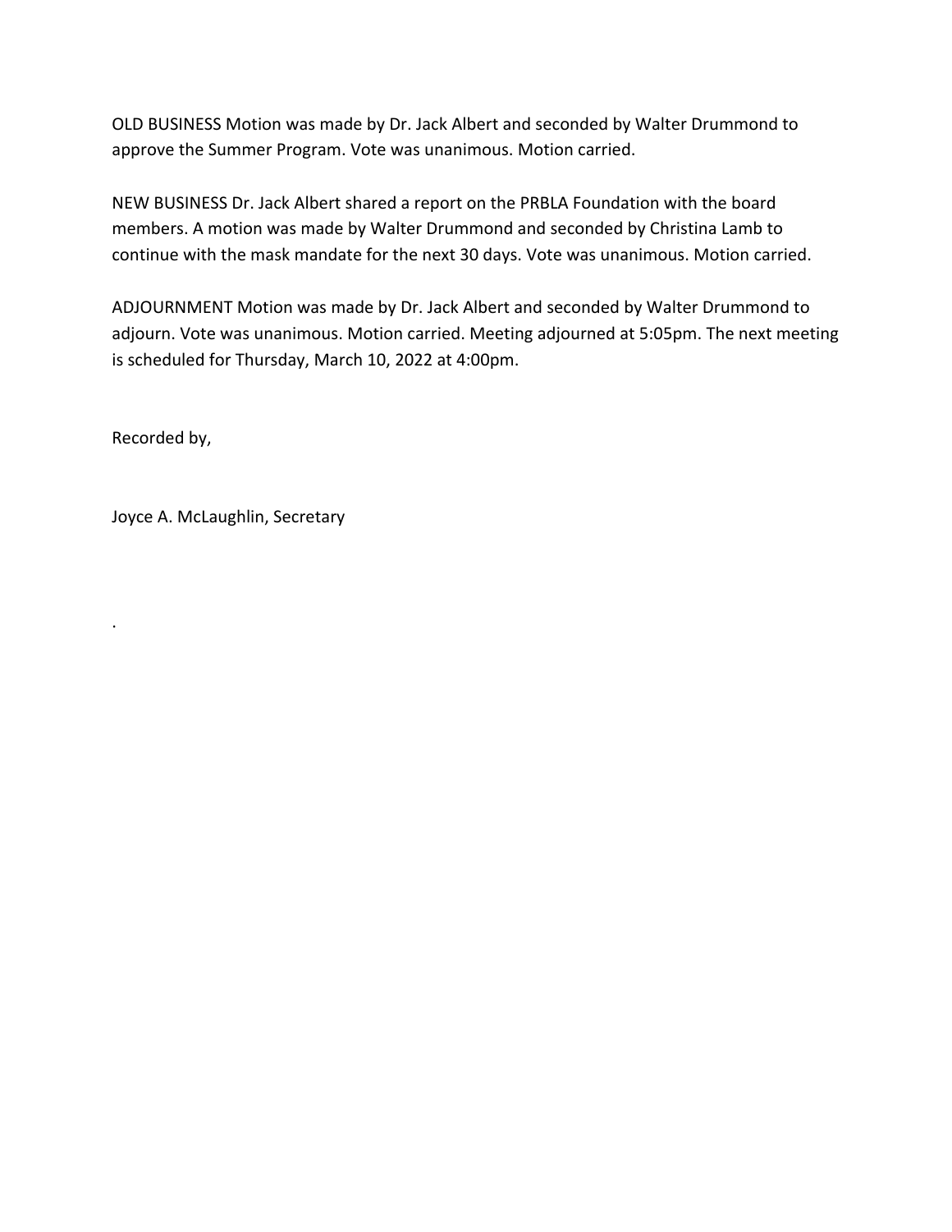OLD BUSINESS Motion was made by Dr. Jack Albert and seconded by Walter Drummond to approve the Summer Program. Vote was unanimous. Motion carried.

NEW BUSINESS Dr. Jack Albert shared a report on the PRBLA Foundation with the board members. A motion was made by Walter Drummond and seconded by Christina Lamb to continue with the mask mandate for the next 30 days. Vote was unanimous. Motion carried.

ADJOURNMENT Motion was made by Dr. Jack Albert and seconded by Walter Drummond to adjourn. Vote was unanimous. Motion carried. Meeting adjourned at 5:05pm. The next meeting is scheduled for Thursday, March 10, 2022 at 4:00pm.

Recorded by,

Joyce A. McLaughlin, Secretary

.